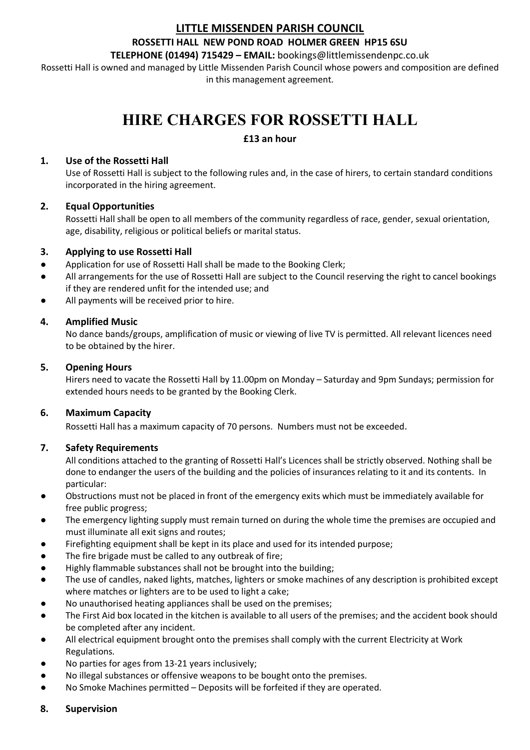**LITTLE MISSENDEN PARISH COUNCIL**

**ROSSETTI HALL NEW POND ROAD HOLMER GREEN HP15 6SU**

**TELEPHONE (01494) 715429 – EMAIL:** bookings@littlemissendenpc.co.uk

Rossetti Hall is owned and managed by Little Missenden Parish Council whose powers and composition are defined in this management agreement.

# HIRE CHARGES FOR ROSSETTI HALL

**£13 an hour**

## 1. Use of the Rossetti Hall

Use of Rossetti Hall is subject to the following rules and, in the case of hirers, to certain standard conditions incorporated in the hiring agreement.

## 2. Equal Opportunities

Rossetti Hall shall be open to all members of the community regardless of race, gender, sexual orientation, age, disability, religious or political beliefs or marital status.

## 3. Applying to use Rossetti Hall

- Application for use of Rossetti Hall shall be made to the Booking Clerk;
- All arrangements for the use of Rossetti Hall are subject to the Council reserving the right to cancel bookings if they are rendered unfit for the intended use; and
- All payments will be received prior to hire.

## 4. Amplified Music

No dance bands/groups, amplification of music or viewing of live TV is permitted. All relevant licences need to be obtained by the hirer.

## 5. Opening Hours

Hirers need to vacate the Rossetti Hall by 11.00pm on Monday – Saturday and 9pm Sundays; permission for extended hours needs to be granted by the Booking Clerk.

## 6. Maximum Capacity

Rossetti Hall has a maximum capacity of 70 persons. Numbers must not be exceeded.

## 7. Safety Requirements

All conditions attached to the granting of Rossetti Hall's Licences shall be strictly observed. Nothing shall be done to endanger the users of the building and the policies of insurances relating to it and its contents. In particular:

- Obstructions must not be placed in front of the emergency exits which must be immediately available for free public progress;
- The emergency lighting supply must remain turned on during the whole time the premises are occupied and must illuminate all exit signs and routes;
- Firefighting equipment shall be kept in its place and used for its intended purpose;
- The fire brigade must be called to any outbreak of fire;
- Highly flammable substances shall not be brought into the building;
- The use of candles, naked lights, matches, lighters or smoke machines of any description is prohibited except where matches or lighters are to be used to light a cake;
- No unauthorised heating appliances shall be used on the premises;
- The First Aid box located in the kitchen is available to all users of the premises; and the accident book should be completed after any incident.
- All electrical equipment brought onto the premises shall comply with the current Electricity at Work Regulations.
- No parties for ages from 13-21 years inclusively;
- No illegal substances or offensive weapons to be bought onto the premises.
- No Smoke Machines permitted – Deposits will be forfeited if they are operated.

## 8. Supervision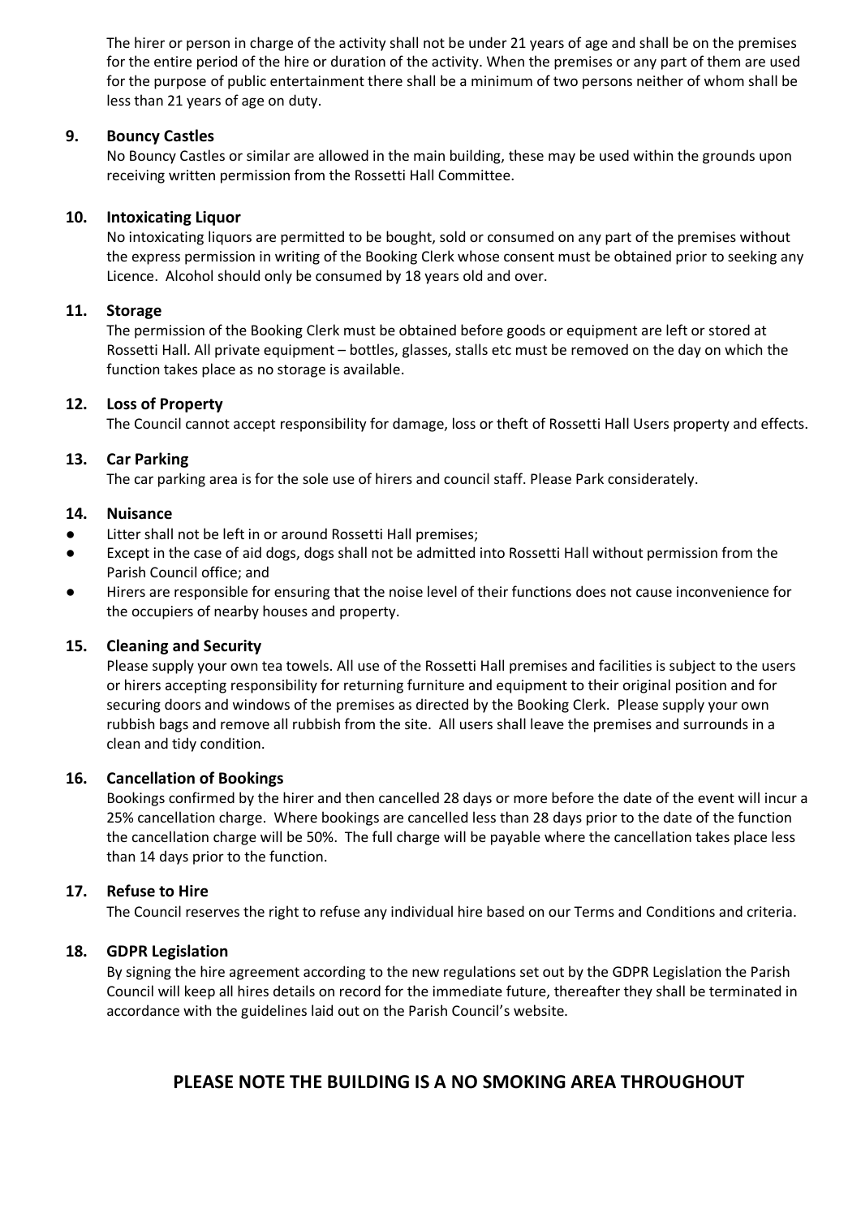The hirer or person in charge of the activity shall not be under 21 years of age and shall be on the premises for the entire period of the hire or duration of the activity. When the premises or any part of them are used for the purpose of public entertainment there shall be a minimum of two persons neither of whom shall be less than 21 years of age on duty.

### 9. Bouncy Castles

No Bouncy Castles or similar are allowed in the main building, these may be used within the grounds upon receiving written permission from the Rossetti Hall Committee.

### 10. Intoxicating Liquor

No intoxicating liquors are permitted to be bought, sold or consumed on any part of the premises without the express permission in writing of the Booking Clerk whose consent must be obtained prior to seeking any Licence. Alcohol should only be consumed by 18 years old and over.

### 11. Storage

The permission of the Booking Clerk must be obtained before goods or equipment are left or stored at Rossetti Hall. All private equipment – bottles, glasses, stalls etc must be removed on the day on which the function takes place as no storage is available.

### 12. Loss of Property

The Council cannot accept responsibility for damage, loss or theft of Rossetti Hall Users property and effects.

### 13. Car Parking

The car parking area is for the sole use of hirers and council staff. Please Park considerately.

### 14. Nuisance

- Litter shall not be left in or around Rossetti Hall premises;
- Except in the case of aid dogs, dogs shall not be admitted into Rossetti Hall without permission from the Parish Council office; and
- Hirers are responsible for ensuring that the noise level of their functions does not cause inconvenience for the occupiers of nearby houses and property.

### 15. Cleaning and Security

Please supply your own tea towels. All use of the Rossetti Hall premises and facilities is subject to the users or hirers accepting responsibility for returning furniture and equipment to their original position and for securing doors and windows of the premises as directed by the Booking Clerk. Please supply your own rubbish bags and remove all rubbish from the site. All users shall leave the premises and surrounds in a clean and tidy condition.

### 16. Cancellation of Bookings

Bookings confirmed by the hirer and then cancelled 28 days or more before the date of the event will incur a 25% cancellation charge. Where bookings are cancelled less than 28 days prior to the date of the function the cancellation charge will be 50%. The full charge will be payable where the cancellation takes place less than 14 days prior to the function.

### 17. Refuse to Hire

The Council reserves the right to refuse any individual hire based on our Terms and Conditions and criteria.

### 18. GDPR Legislation

By signing the hire agreement according to the new regulations set out by the GDPR Legislation the Parish Council will keep all hires details on record for the immediate future, thereafter they shall be terminated in accordance with the guidelines laid out on the Parish Council's website.

## PLEASE NOTE THE BUILDING IS A NO SMOKING AREA THROUGHOUT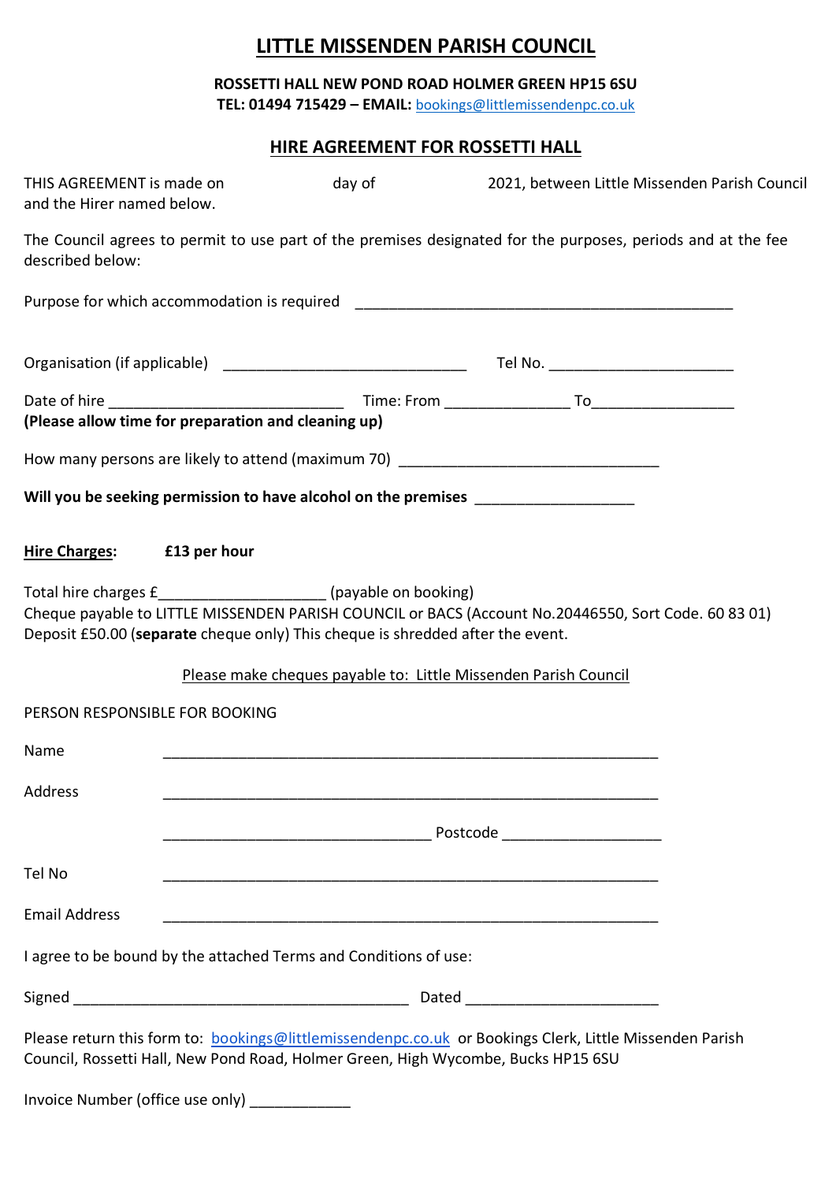# LITTLE MISSENDEN PARISH COUNCIL

**ROSSETTI HALL NEW POND ROAD HOLMER GREEN HP15 6SU**
**TEL: 01494 715429 – EMAIL:** bookings@littlemissendenpc.co.uk

## HIRE AGREEMENT FOR ROSSETTI HALL

THIS AGREEMENT is made on day of 2021, between Little Missenden Parish Council and the Hirer named below.

The Council agrees to permit to use part of the premises designated for the purposes, periods and at the fee described below:

Purpose for which accommodation is required ______________________________________________

Organisation (if applicable) _____________________________ Tel No. _____________________

Date of hire ____________________________ Time: From ______________ To________________
**(Please allow time for preparation and cleaning up)**

How many persons are likely to attend (maximum 70) _______________________________

**Will you be seeking permission to have alcohol on the premises** __________________

**Hire Charges:** **£13 per hour**

Total hire charges £___________________ (payable on booking)
Cheque payable to LITTLE MISSENDEN PARISH COUNCIL or BACS (Account No.20446550, Sort Code. 60 83 01)
Deposit £50.00 (**separate** cheque only) This cheque is shredded after the event.

Please make cheques payable to: Little Missenden Parish Council

PERSON RESPONSIBLE FOR BOOKING

Name ____________________________________________________________

Address ____________________________________________________________

________________________________ Postcode ___________________

Tel No ____________________________________________________________

Email Address ____________________________________________________________

I agree to be bound by the attached Terms and Conditions of use:

Signed ________________________________________ Dated _______________________

Please return this form to: bookings@littlemissendenpc.co.uk or Bookings Clerk, Little Missenden Parish Council, Rossetti Hall, New Pond Road, Holmer Green, High Wycombe, Bucks HP15 6SU

Invoice Number (office use only) ____________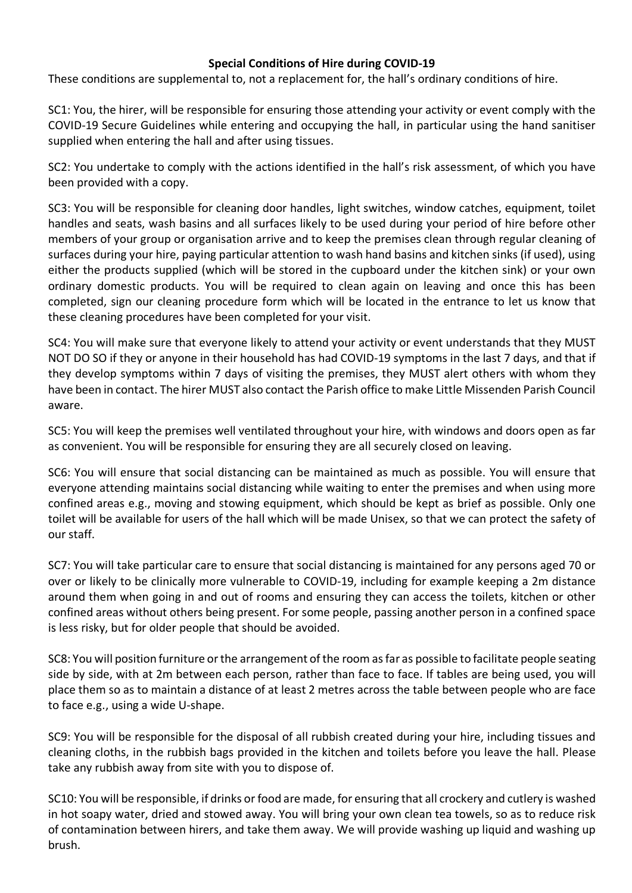**Special Conditions of Hire during COVID-19**

These conditions are supplemental to, not a replacement for, the hall's ordinary conditions of hire.

SC1: You, the hirer, will be responsible for ensuring those attending your activity or event comply with the COVID-19 Secure Guidelines while entering and occupying the hall, in particular using the hand sanitiser supplied when entering the hall and after using tissues.

SC2: You undertake to comply with the actions identified in the hall's risk assessment, of which you have been provided with a copy.

SC3: You will be responsible for cleaning door handles, light switches, window catches, equipment, toilet handles and seats, wash basins and all surfaces likely to be used during your period of hire before other members of your group or organisation arrive and to keep the premises clean through regular cleaning of surfaces during your hire, paying particular attention to wash hand basins and kitchen sinks (if used), using either the products supplied (which will be stored in the cupboard under the kitchen sink) or your own ordinary domestic products. You will be required to clean again on leaving and once this has been completed, sign our cleaning procedure form which will be located in the entrance to let us know that these cleaning procedures have been completed for your visit.

SC4: You will make sure that everyone likely to attend your activity or event understands that they MUST NOT DO SO if they or anyone in their household has had COVID-19 symptoms in the last 7 days, and that if they develop symptoms within 7 days of visiting the premises, they MUST alert others with whom they have been in contact. The hirer MUST also contact the Parish office to make Little Missenden Parish Council aware.

SC5: You will keep the premises well ventilated throughout your hire, with windows and doors open as far as convenient. You will be responsible for ensuring they are all securely closed on leaving.

SC6: You will ensure that social distancing can be maintained as much as possible. You will ensure that everyone attending maintains social distancing while waiting to enter the premises and when using more confined areas e.g., moving and stowing equipment, which should be kept as brief as possible. Only one toilet will be available for users of the hall which will be made Unisex, so that we can protect the safety of our staff.

SC7: You will take particular care to ensure that social distancing is maintained for any persons aged 70 or over or likely to be clinically more vulnerable to COVID-19, including for example keeping a 2m distance around them when going in and out of rooms and ensuring they can access the toilets, kitchen or other confined areas without others being present. For some people, passing another person in a confined space is less risky, but for older people that should be avoided.

SC8: You will position furniture or the arrangement of the room as far as possible to facilitate people seating side by side, with at 2m between each person, rather than face to face. If tables are being used, you will place them so as to maintain a distance of at least 2 metres across the table between people who are face to face e.g., using a wide U-shape.

SC9: You will be responsible for the disposal of all rubbish created during your hire, including tissues and cleaning cloths, in the rubbish bags provided in the kitchen and toilets before you leave the hall. Please take any rubbish away from site with you to dispose of.

SC10: You will be responsible, if drinks or food are made, for ensuring that all crockery and cutlery is washed in hot soapy water, dried and stowed away. You will bring your own clean tea towels, so as to reduce risk of contamination between hirers, and take them away. We will provide washing up liquid and washing up brush.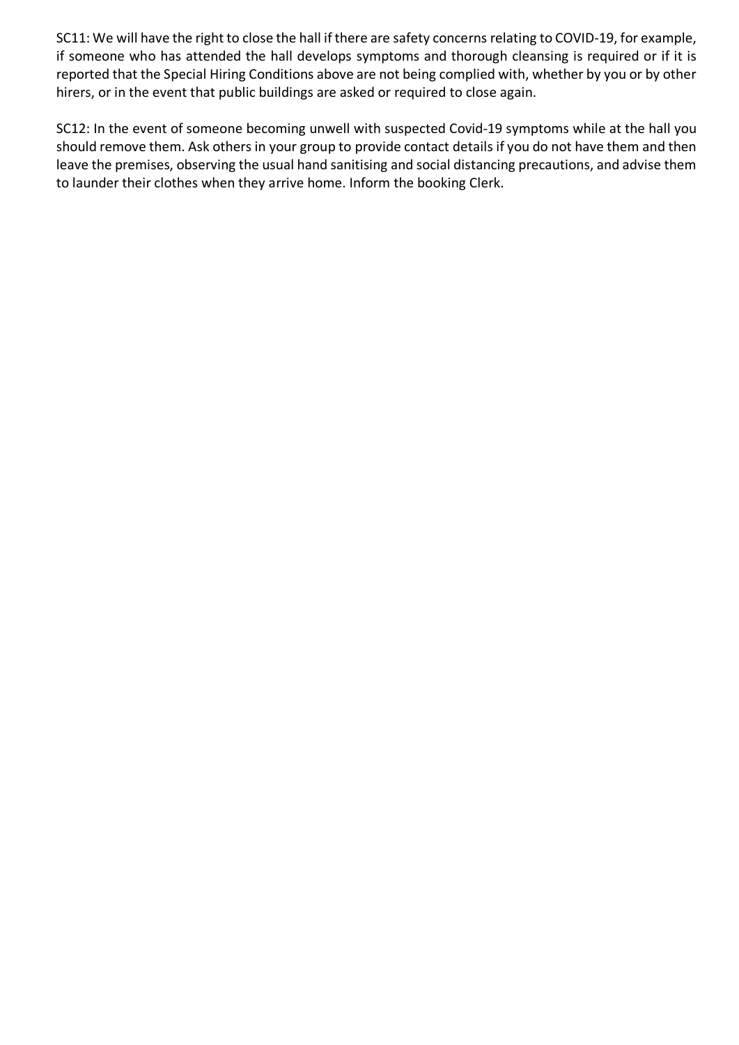SC11: We will have the right to close the hall if there are safety concerns relating to COVID-19, for example, if someone who has attended the hall develops symptoms and thorough cleansing is required or if it is reported that the Special Hiring Conditions above are not being complied with, whether by you or by other hirers, or in the event that public buildings are asked or required to close again.

SC12: In the event of someone becoming unwell with suspected Covid-19 symptoms while at the hall you should remove them. Ask others in your group to provide contact details if you do not have them and then leave the premises, observing the usual hand sanitising and social distancing precautions, and advise them to launder their clothes when they arrive home. Inform the booking Clerk.